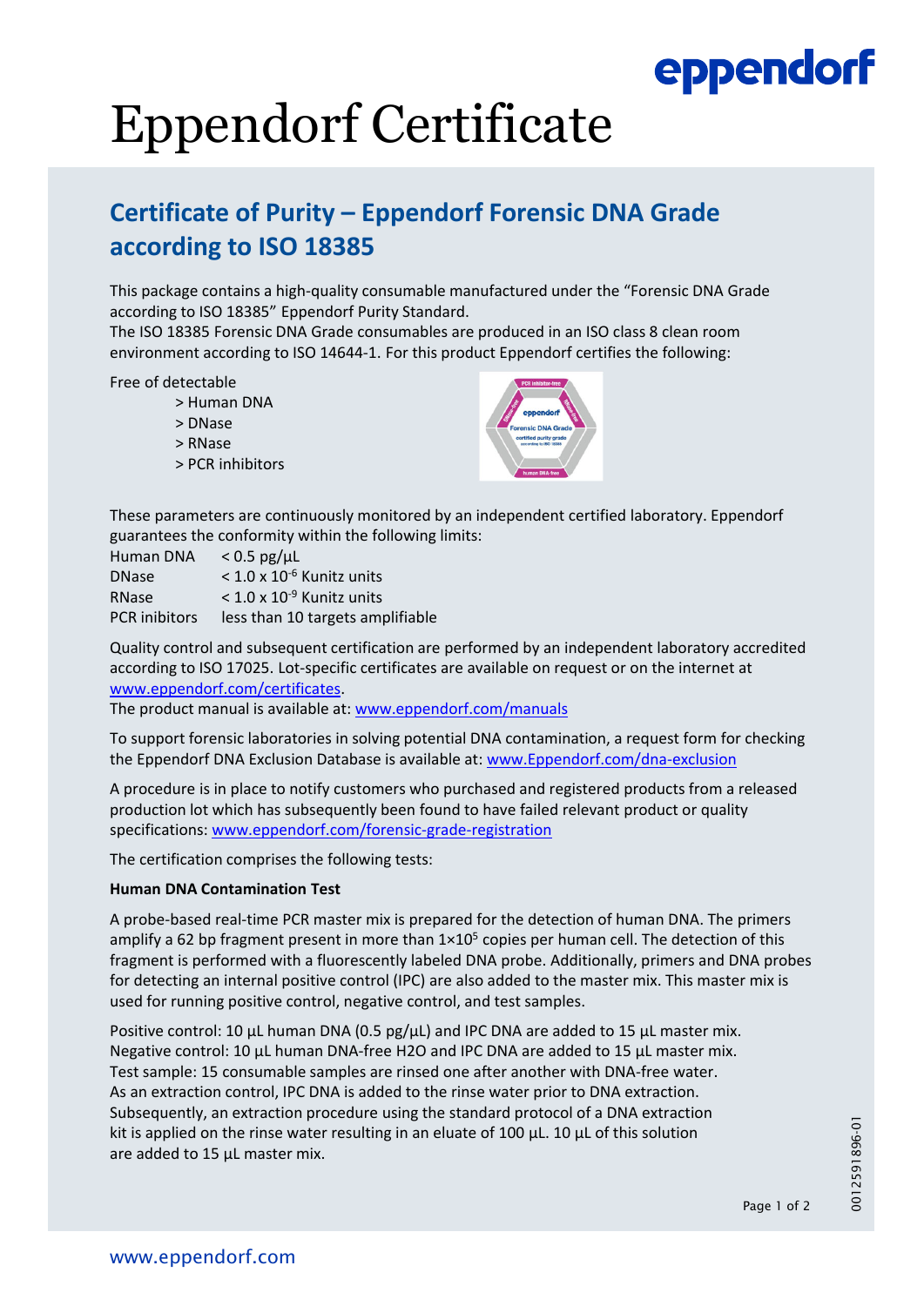# Eppendorf Certificate

## Certificate of Purity – Eppendorf Forensic DNA Grade according to ISO 18385

This package contains a high-quality consumable manufactured under the “Forensic DNA Grade according to ISO 18385” Eppendorf Purity Standard.
The ISO 18385 Forensic DNA Grade consumables are produced in an ISO class 8 clean room environment according to ISO 14644-1. For this product Eppendorf certifies the following:

Free of detectable

> Human DNA
> DNase
> RNase
> PCR inhibitors

These parameters are continuously monitored by an independent certified laboratory. Eppendorf guarantees the conformity within the following limits:

| | |
|---|---|
| Human DNA | < 0.5 pg/µL |
| DNase | < $1.0 \times 10^{-6}$ Kunitz units |
| RNase | < $1.0 \times 10^{-9}$ Kunitz units |
| PCR inibitors | less than 10 targets amplifiable |

Quality control and subsequent certification are performed by an independent laboratory accredited according to ISO 17025. Lot-specific certificates are available on request or on the internet at www.eppendorf.com/certificates.
The product manual is available at: www.eppendorf.com/manuals

To support forensic laboratories in solving potential DNA contamination, a request form for checking the Eppendorf DNA Exclusion Database is available at: www.Eppendorf.com/dna-exclusion

A procedure is in place to notify customers who purchased and registered products from a released production lot which has subsequently been found to have failed relevant product or quality specifications: www.eppendorf.com/forensic-grade-registration

The certification comprises the following tests:

**Human DNA Contamination Test**

A probe-based real-time PCR master mix is prepared for the detection of human DNA. The primers amplify a 62 bp fragment present in more than $1 \times 10^5$ copies per human cell. The detection of this fragment is performed with a fluorescently labeled DNA probe. Additionally, primers and DNA probes for detecting an internal positive control (IPC) are also added to the master mix. This master mix is used for running positive control, negative control, and test samples.

Positive control: 10 µL human DNA (0.5 pg/µL) and IPC DNA are added to 15 µL master mix.
Negative control: 10 µL human DNA-free H2O and IPC DNA are added to 15 µL master mix.
Test sample: 15 consumable samples are rinsed one after another with DNA-free water.
As an extraction control, IPC DNA is added to the rinse water prior to DNA extraction.
Subsequently, an extraction procedure using the standard protocol of a DNA extraction kit is applied on the rinse water resulting in an eluate of 100 µL. 10 µL of this solution are added to 15 µL master mix.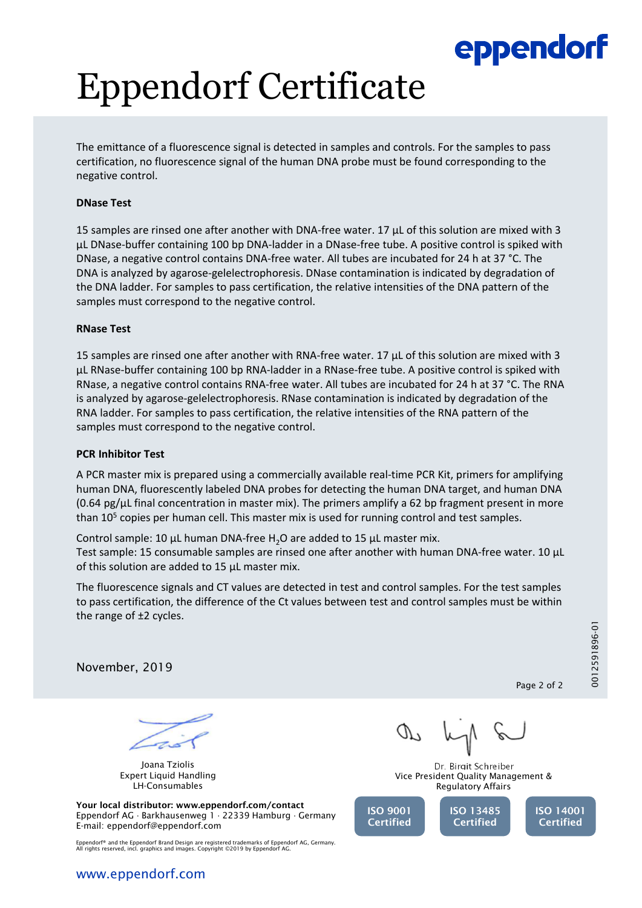eppendorf

# Eppendorf Certificate

The emittance of a fluorescence signal is detected in samples and controls. For the samples to pass certification, no fluorescence signal of the human DNA probe must be found corresponding to the negative control.

**DNase Test**

15 samples are rinsed one after another with DNA-free water. 17 µL of this solution are mixed with 3 µL DNase-buffer containing 100 bp DNA-ladder in a DNase-free tube. A positive control is spiked with DNase, a negative control contains DNA-free water. All tubes are incubated for 24 h at 37 °C. The DNA is analyzed by agarose-gelelectrophoresis. DNase contamination is indicated by degradation of the DNA ladder. For samples to pass certification, the relative intensities of the DNA pattern of the samples must correspond to the negative control.

**RNase Test**

15 samples are rinsed one after another with RNA-free water. 17 µL of this solution are mixed with 3 µL RNase-buffer containing 100 bp RNA-ladder in a RNase-free tube. A positive control is spiked with RNase, a negative control contains RNA-free water. All tubes are incubated for 24 h at 37 °C. The RNA is analyzed by agarose-gelelectrophoresis. RNase contamination is indicated by degradation of the RNA ladder. For samples to pass certification, the relative intensities of the RNA pattern of the samples must correspond to the negative control.

**PCR Inhibitor Test**

A PCR master mix is prepared using a commercially available real-time PCR Kit, primers for amplifying human DNA, fluorescently labeled DNA probes for detecting the human DNA target, and human DNA (0.64 pg/µL final concentration in master mix). The primers amplify a 62 bp fragment present in more than $10^5$ copies per human cell. This master mix is used for running control and test samples.

Control sample: 10 µL human DNA-free $H_2O$ are added to 15 µL master mix.
Test sample: 15 consumable samples are rinsed one after another with human DNA-free water. 10 µL of this solution are added to 15 µL master mix.

The fluorescence signals and CT values are detected in test and control samples. For the test samples to pass certification, the difference of the Ct values between test and control samples must be within the range of ±2 cycles.

November, 2019

0012591896-01

Joana Tziolis
Expert Liquid Handling
LH-Consumables

Dr. Birgit Schreiber
Vice President Quality Management & Regulatory Affairs

**Your local distributor: www.eppendorf.com/contact**
Eppendorf AG · Barkhausenweg 1 · 22339 Hamburg · Germany
E-mail: eppendorf@eppendorf.com

ISO 9001 Certified | ISO 13485 Certified | ISO 14001 Certified

Eppendorf® and the Eppendorf Brand Design are registered trademarks of Eppendorf AG, Germany.
All rights reserved, incl. graphics and images. Copyright ©2019 by Eppendorf AG.

www.eppendorf.com